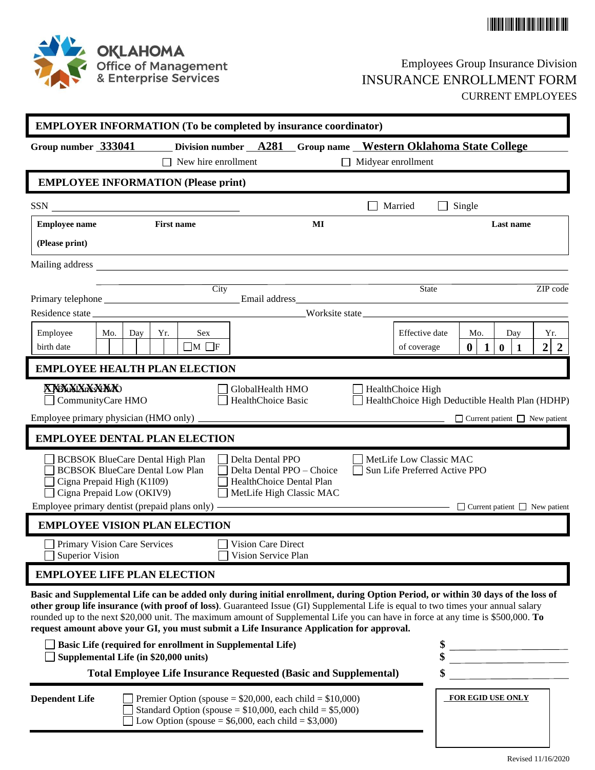OKLAHOMA
Office of Management
& Enterprise Services

Employees Group Insurance Division
# INSURANCE ENROLLMENT FORM
CURRENT EMPLOYEES

## EMPLOYER INFORMATION (To be completed by insurance coordinator)

**Group number** 333041 **Division number** A281 **Group name** Western Oklahoma State College

☐ New hire enrollment ☐ Midyear enrollment

## EMPLOYEE INFORMATION (Please print)

SSN ____________________ ☐ Married ☐ Single

| **Employee name (Please print)** | **First name** | **MI** | **Last name** |
|---|---|---|---|
| | | | |

Mailing address ______________________________________________

City ____________ State ____________ ZIP code ____________

Primary telephone ____________ Email address ____________

Residence state ____________ Worksite state ____________

| Employee birth date | Mo. | Day | Yr. | Sex |
|---|---|---|---|---|
| | | | | ☐M ☐F |

| Effective date of coverage | Mo. | Day | Yr. |
|---|---|---|---|
| | 01 | 01 | 22 |

## EMPLOYEE HEALTH PLAN ELECTION

XXXXXXXXXX
☐ CommunityCare HMO
☐ GlobalHealth HMO
☐ HealthChoice Basic
☐ HealthChoice High
☐ HealthChoice High Deductible Health Plan (HDHP)

Employee primary physician (HMO only) ____________ ☐ Current patient ☐ New patient

## EMPLOYEE DENTAL PLAN ELECTION

☐ BCBSOK BlueCare Dental High Plan
☐ BCBSOK BlueCare Dental Low Plan
☐ Cigna Prepaid High (K1I09)
☐ Cigna Prepaid Low (OKIV9)
☐ Delta Dental PPO
☐ Delta Dental PPO – Choice
☐ HealthChoice Dental Plan
☐ MetLife High Classic MAC
☐ MetLife Low Classic MAC
☐ Sun Life Preferred Active PPO

Employee primary dentist (prepaid plans only) ____________ ☐ Current patient ☐ New patient

## EMPLOYEE VISION PLAN ELECTION

☐ Primary Vision Care Services
☐ Superior Vision
☐ Vision Care Direct
☐ Vision Service Plan

## EMPLOYEE LIFE PLAN ELECTION

**Basic and Supplemental Life can be added only during initial enrollment, during Option Period, or within 30 days of the loss of other group life insurance (with proof of loss)**. Guaranteed Issue (GI) Supplemental Life is equal to two times your annual salary rounded up to the next $20,000 unit. The maximum amount of Supplemental Life you can have in force at any time is $500,000. **To request amount above your GI, you must submit a Life Insurance Application for approval.**

☐ **Basic Life (required for enrollment in Supplemental Life)** $ ____________
☐ **Supplemental Life (in $20,000 units)** $ ____________

**Total Employee Life Insurance Requested (Basic and Supplemental)** $ ____________

**Dependent Life**
☐ Premier Option (spouse = $20,000, each child = $10,000)
☐ Standard Option (spouse = $10,000, each child = $5,000)
☐ Low Option (spouse = $6,000, each child = $3,000)

**FOR EGID USE ONLY**

Revised 11/16/2020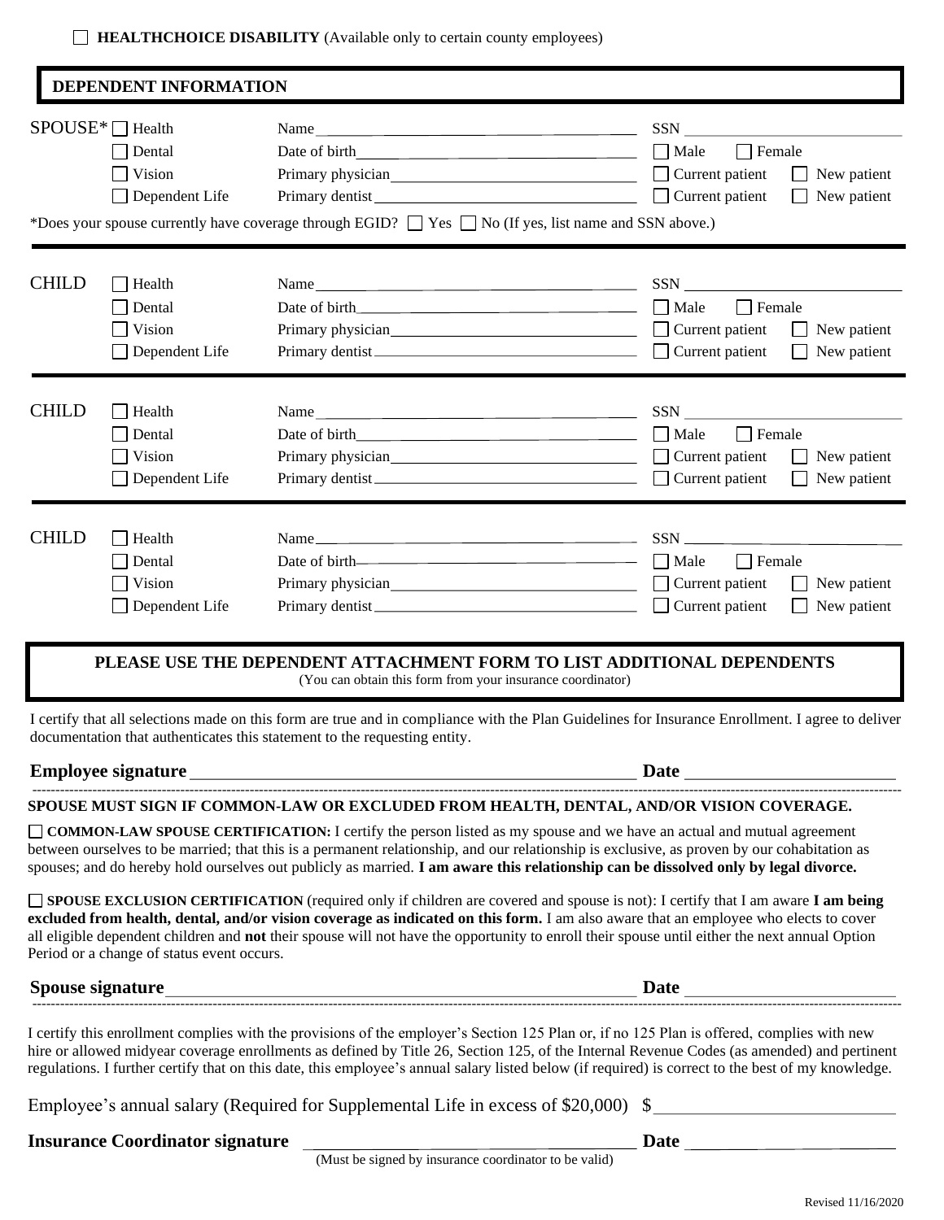☐ **HEALTHCHOICE DISABILITY** (Available only to certain county employees)

## DEPENDENT INFORMATION

**SPOUSE***
☐ Health
☐ Dental
☐ Vision
☐ Dependent Life

Name ____________________ SSN ____________________
Date of birth ____________________ ☐ Male ☐ Female
Primary physician ____________________ ☐ Current patient ☐ New patient
Primary dentist ____________________ ☐ Current patient ☐ New patient

*Does your spouse currently have coverage through EGID? ☐ Yes ☐ No (If yes, list name and SSN above.)

**CHILD**
☐ Health
☐ Dental
☐ Vision
☐ Dependent Life

Name ____________________ SSN ____________________
Date of birth ____________________ ☐ Male ☐ Female
Primary physician ____________________ ☐ Current patient ☐ New patient
Primary dentist ____________________ ☐ Current patient ☐ New patient

**CHILD**
☐ Health
☐ Dental
☐ Vision
☐ Dependent Life

Name ____________________ SSN ____________________
Date of birth ____________________ ☐ Male ☐ Female
Primary physician ____________________ ☐ Current patient ☐ New patient
Primary dentist ____________________ ☐ Current patient ☐ New patient

**CHILD**
☐ Health
☐ Dental
☐ Vision
☐ Dependent Life

Name ____________________ SSN ____________________
Date of birth ____________________ ☐ Male ☐ Female
Primary physician ____________________ ☐ Current patient ☐ New patient
Primary dentist ____________________ ☐ Current patient ☐ New patient

**PLEASE USE THE DEPENDENT ATTACHMENT FORM TO LIST ADDITIONAL DEPENDENTS**
(You can obtain this form from your insurance coordinator)

I certify that all selections made on this form are true and in compliance with the Plan Guidelines for Insurance Enrollment. I agree to deliver documentation that authenticates this statement to the requesting entity.

**Employee signature** ____________________ **Date** ____________________

**SPOUSE MUST SIGN IF COMMON-LAW OR EXCLUDED FROM HEALTH, DENTAL, AND/OR VISION COVERAGE.**

☐ **COMMON-LAW SPOUSE CERTIFICATION:** I certify the person listed as my spouse and we have an actual and mutual agreement between ourselves to be married; that this is a permanent relationship, and our relationship is exclusive, as proven by our cohabitation as spouses; and do hereby hold ourselves out publicly as married. **I am aware this relationship can be dissolved only by legal divorce.**

☐ **SPOUSE EXCLUSION CERTIFICATION** (required only if children are covered and spouse is not): I certify that I am aware **I am being excluded from health, dental, and/or vision coverage as indicated on this form.** I am also aware that an employee who elects to cover all eligible dependent children and **not** their spouse will not have the opportunity to enroll their spouse until either the next annual Option Period or a change of status event occurs.

**Spouse signature** ____________________ **Date** ____________________

I certify this enrollment complies with the provisions of the employer's Section 125 Plan or, if no 125 Plan is offered, complies with new hire or allowed midyear coverage enrollments as defined by Title 26, Section 125, of the Internal Revenue Codes (as amended) and pertinent regulations. I further certify that on this date, this employee's annual salary listed below (if required) is correct to the best of my knowledge.

Employee's annual salary (Required for Supplemental Life in excess of $20,000) $ ____________________

**Insurance Coordinator signature** ____________________ **Date** ____________________
(Must be signed by insurance coordinator to be valid)

Revised 11/16/2020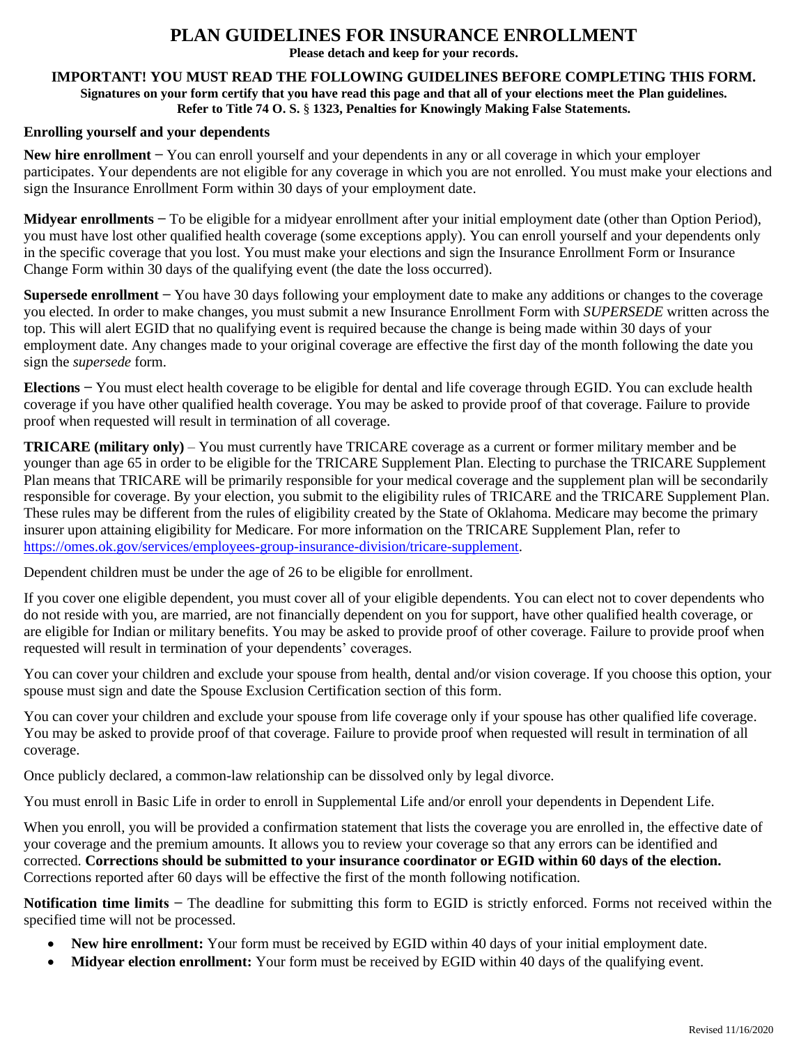# PLAN GUIDELINES FOR INSURANCE ENROLLMENT

**Please detach and keep for your records.**

**IMPORTANT! YOU MUST READ THE FOLLOWING GUIDELINES BEFORE COMPLETING THIS FORM.**

**Signatures on your form certify that you have read this page and that all of your elections meet the Plan guidelines. Refer to Title 74 O. S. § 1323, Penalties for Knowingly Making False Statements.**

### Enrolling yourself and your dependents

**New hire enrollment** − You can enroll yourself and your dependents in any or all coverage in which your employer participates. Your dependents are not eligible for any coverage in which you are not enrolled. You must make your elections and sign the Insurance Enrollment Form within 30 days of your employment date.

**Midyear enrollments** − To be eligible for a midyear enrollment after your initial employment date (other than Option Period), you must have lost other qualified health coverage (some exceptions apply). You can enroll yourself and your dependents only in the specific coverage that you lost. You must make your elections and sign the Insurance Enrollment Form or Insurance Change Form within 30 days of the qualifying event (the date the loss occurred).

**Supersede enrollment** − You have 30 days following your employment date to make any additions or changes to the coverage you elected. In order to make changes, you must submit a new Insurance Enrollment Form with *SUPERSEDE* written across the top. This will alert EGID that no qualifying event is required because the change is being made within 30 days of your employment date. Any changes made to your original coverage are effective the first day of the month following the date you sign the *supersede* form.

**Elections** − You must elect health coverage to be eligible for dental and life coverage through EGID. You can exclude health coverage if you have other qualified health coverage. You may be asked to provide proof of that coverage. Failure to provide proof when requested will result in termination of all coverage.

**TRICARE (military only)** – You must currently have TRICARE coverage as a current or former military member and be younger than age 65 in order to be eligible for the TRICARE Supplement Plan. Electing to purchase the TRICARE Supplement Plan means that TRICARE will be primarily responsible for your medical coverage and the supplement plan will be secondarily responsible for coverage. By your election, you submit to the eligibility rules of TRICARE and the TRICARE Supplement Plan. These rules may be different from the rules of eligibility created by the State of Oklahoma. Medicare may become the primary insurer upon attaining eligibility for Medicare. For more information on the TRICARE Supplement Plan, refer to https://omes.ok.gov/services/employees-group-insurance-division/tricare-supplement.

Dependent children must be under the age of 26 to be eligible for enrollment.

If you cover one eligible dependent, you must cover all of your eligible dependents. You can elect not to cover dependents who do not reside with you, are married, are not financially dependent on you for support, have other qualified health coverage, or are eligible for Indian or military benefits. You may be asked to provide proof of other coverage. Failure to provide proof when requested will result in termination of your dependents' coverages.

You can cover your children and exclude your spouse from health, dental and/or vision coverage. If you choose this option, your spouse must sign and date the Spouse Exclusion Certification section of this form.

You can cover your children and exclude your spouse from life coverage only if your spouse has other qualified life coverage. You may be asked to provide proof of that coverage. Failure to provide proof when requested will result in termination of all coverage.

Once publicly declared, a common-law relationship can be dissolved only by legal divorce.

You must enroll in Basic Life in order to enroll in Supplemental Life and/or enroll your dependents in Dependent Life.

When you enroll, you will be provided a confirmation statement that lists the coverage you are enrolled in, the effective date of your coverage and the premium amounts. It allows you to review your coverage so that any errors can be identified and corrected. **Corrections should be submitted to your insurance coordinator or EGID within 60 days of the election.** Corrections reported after 60 days will be effective the first of the month following notification.

**Notification time limits** − The deadline for submitting this form to EGID is strictly enforced. Forms not received within the specified time will not be processed.

- **New hire enrollment:** Your form must be received by EGID within 40 days of your initial employment date.
- **Midyear election enrollment:** Your form must be received by EGID within 40 days of the qualifying event.

Revised 11/16/2020